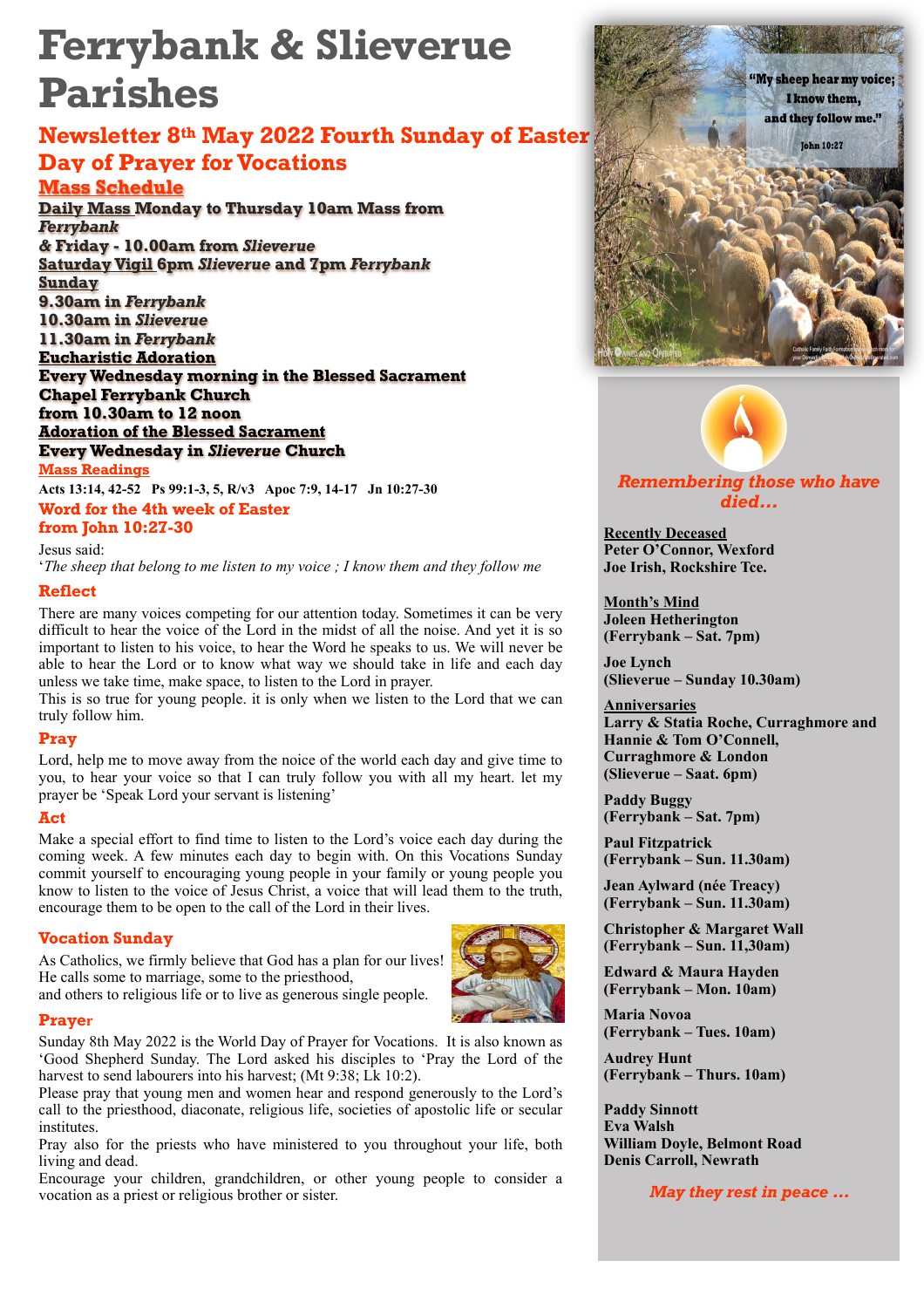# Ferrybank & Slieverue Parishes

## Newsletter 8th May 2022 Fourth Sunday of Easter

## Day of Prayer for Vocations

### Mass Schedule

**Daily Mass Monday to Thursday 10am Mass from *Ferrybank***
**& Friday - 10.00am from *Slieverue***
**Saturday Vigil 6pm *Slieverue* and 7pm *Ferrybank***
**Sunday**
**9.30am in *Ferrybank***
**10.30am in *Slieverue***
**11.30am in *Ferrybank***
**Eucharistic Adoration**
**Every Wednesday morning in the Blessed Sacrament Chapel Ferrybank Church from 10.30am to 12 noon**
**Adoration of the Blessed Sacrament**
**Every Wednesday in *Slieverue* Church**

### Mass Readings

**Acts 13:14, 42-52 Ps 99:1-3, 5, R/v3 Apoc 7:9, 14-17 Jn 10:27-30**

### Word for the 4th week of Easter from John 10:27-30

Jesus said:
'*The sheep that belong to me listen to my voice ; I know them and they follow me*

### Reflect

There are many voices competing for our attention today. Sometimes it can be very difficult to hear the voice of the Lord in the midst of all the noise. And yet it is so important to listen to his voice, to hear the Word he speaks to us. We will never be able to hear the Lord or to know what way we should take in life and each day unless we take time, make space, to listen to the Lord in prayer.
This is so true for young people. it is only when we listen to the Lord that we can truly follow him.

### Pray

Lord, help me to move away from the noice of the world each day and give time to you, to hear your voice so that I can truly follow you with all my heart. let my prayer be 'Speak Lord your servant is listening'

### Act

Make a special effort to find time to listen to the Lord's voice each day during the coming week. A few minutes each day to begin with. On this Vocations Sunday commit yourself to encouraging young people in your family or young people you know to listen to the voice of Jesus Christ, a voice that will lead them to the truth, encourage them to be open to the call of the Lord in their lives.

### Vocation Sunday

As Catholics, we firmly believe that God has a plan for our lives! He calls some to marriage, some to the priesthood, and others to religious life or to live as generous single people.

### Prayer

Sunday 8th May 2022 is the World Day of Prayer for Vocations. It is also known as 'Good Shepherd Sunday. The Lord asked his disciples to 'Pray the Lord of the harvest to send labourers into his harvest; (Mt 9:38; Lk 10:2).
Please pray that young men and women hear and respond generously to the Lord's call to the priesthood, diaconate, religious life, societies of apostolic life or secular institutes.
Pray also for the priests who have ministered to you throughout your life, both living and dead.
Encourage your children, grandchildren, or other young people to consider a vocation as a priest or religious brother or sister.

"My sheep hear my voice; I know them, and they follow me."
John 10:27

### *Remembering those who have died…*

**Recently Deceased**
**Peter O'Connor, Wexford**
**Joe Irish, Rockshire Tce.**

**Month's Mind**
**Joleen Hetherington**
**(Ferrybank – Sat. 7pm)**

**Joe Lynch**
**(Slieverue – Sunday 10.30am)**

**Anniversaries**
**Larry & Statia Roche, Curraghmore and Hannie & Tom O'Connell, Curraghmore & London**
**(Slieverue – Saat. 6pm)**

**Paddy Buggy**
**(Ferrybank – Sat. 7pm)**

**Paul Fitzpatrick**
**(Ferrybank – Sun. 11.30am)**

**Jean Aylward (née Treacy)**
**(Ferrybank – Sun. 11.30am)**

**Christopher & Margaret Wall**
**(Ferrybank – Sun. 11,30am)**

**Edward & Maura Hayden**
**(Ferrybank – Mon. 10am)**

**Maria Novoa**
**(Ferrybank – Tues. 10am)**

**Audrey Hunt**
**(Ferrybank – Thurs. 10am)**

**Paddy Sinnott**
**Eva Walsh**
**William Doyle, Belmont Road**
**Denis Carroll, Newrath**

***May they rest in peace …***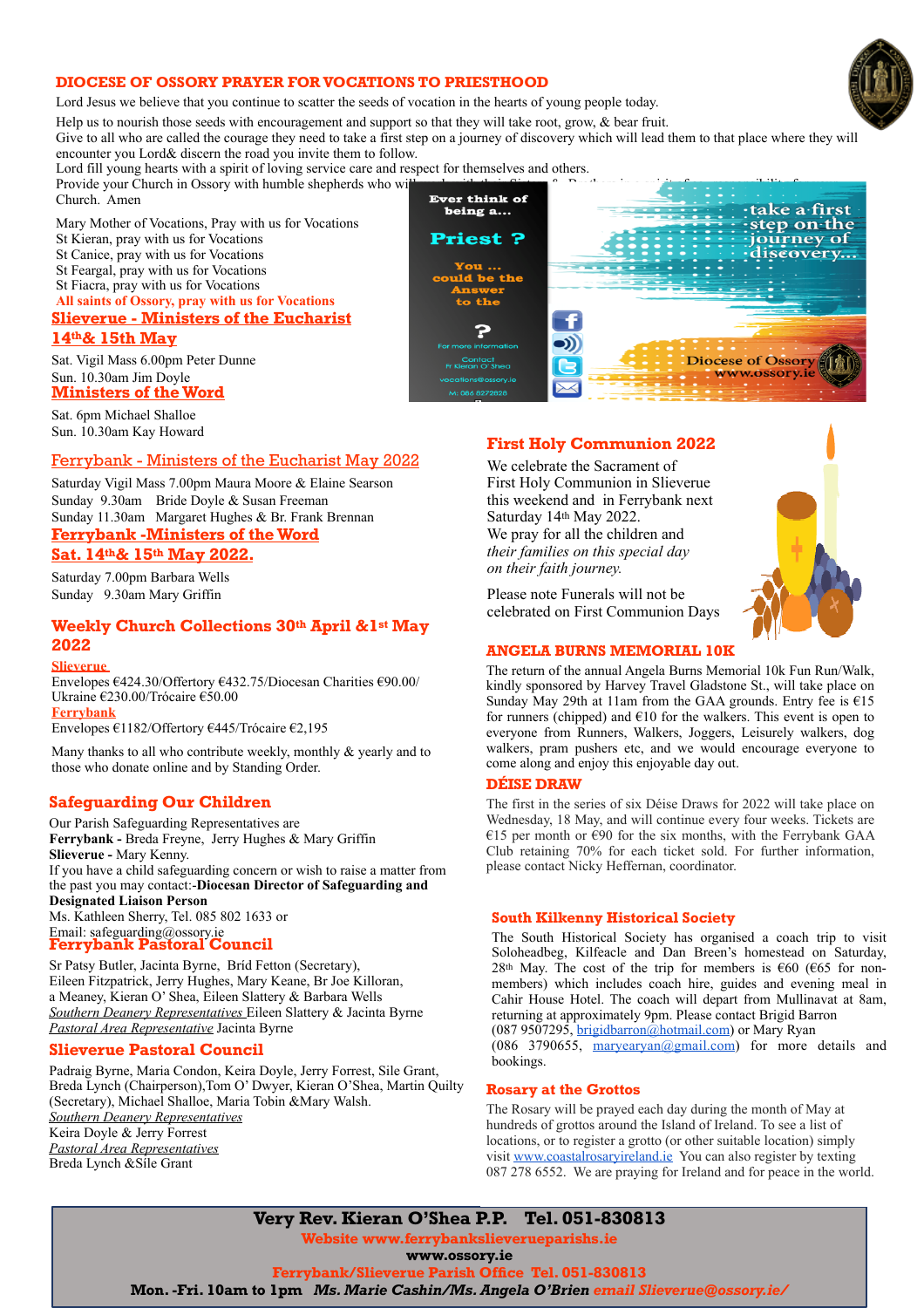## DIOCESE OF OSSORY PRAYER FOR VOCATIONS TO PRIESTHOOD

Lord Jesus we believe that you continue to scatter the seeds of vocation in the hearts of young people today.

Help us to nourish those seeds with encouragement and support so that they will take root, grow, & bear fruit.

Give to all who are called the courage they need to take a first step on a journey of discovery which will lead them to that place where they will encounter you Lord& discern the road you invite them to follow.

Lord fill young hearts with a spirit of loving service care and respect for themselves and others.

Provide your Church in Ossory with humble shepherds who wi... Church. Amen

Mary Mother of Vocations, Pray with us for Vocations
St Kieran, pray with us for Vocations
St Canice, pray with us for Vocations
St Feargal, pray with us for Vocations
St Fiacra, pray with us for Vocations
**All saints of Ossory, pray with us for Vocations**

## Slieverue - Ministers of the Eucharist
## 14th& 15th May

Sat. Vigil Mass 6.00pm Peter Dunne
Sun. 10.30am Jim Doyle

## Ministers of the Word

Sat. 6pm Michael Shalloe
Sun. 10.30am Kay Howard

## Ferrybank - Ministers of the Eucharist May 2022

Saturday Vigil Mass 7.00pm Maura Moore & Elaine Searson
Sunday 9.30am Bride Doyle & Susan Freeman
Sunday 11.30am Margaret Hughes & Br. Frank Brennan

## Ferrybank -Ministers of the Word
## Sat. 14th& 15th May 2022.

Saturday 7.00pm Barbara Wells
Sunday 9.30am Mary Griffin

## Weekly Church Collections 30th April &1st May 2022

**Slieverue**
Envelopes €424.30/Offertory €432.75/Diocesan Charities €90.00/ Ukraine €230.00/Trócaire €50.00
**Ferrybank**
Envelopes €1182/Offertory €445/Trócaire €2,195

Many thanks to all who contribute weekly, monthly & yearly and to those who donate online and by Standing Order.

## Safeguarding Our Children

Our Parish Safeguarding Representatives are
**Ferrybank -** Breda Freyne, Jerry Hughes & Mary Griffin
**Slieverue -** Mary Kenny.
If you have a child safeguarding concern or wish to raise a matter from the past you may contact:-**Diocesan Director of Safeguarding and Designated Liaison Person**
Ms. Kathleen Sherry, Tel. 085 802 1633 or
Email: safeguarding@ossory.ie

## Ferrybank Pastoral Council

Sr Patsy Butler, Jacinta Byrne, Bríd Fetton (Secretary), Eileen Fitzpatrick, Jerry Hughes, Mary Keane, Br Joe Killoran, a Meaney, Kieran O' Shea, Eileen Slattery & Barbara Wells
*Southern Deanery Representatives* Eileen Slattery & Jacinta Byrne
*Pastoral Area Representative* Jacinta Byrne

## Slieverue Pastoral Council

Padraig Byrne, Maria Condon, Keira Doyle, Jerry Forrest, Sile Grant, Breda Lynch (Chairperson),Tom O' Dwyer, Kieran O'Shea, Martin Quilty (Secretary), Michael Shalloe, Maria Tobin &Mary Walsh.
*Southern Deanery Representatives*
Keira Doyle & Jerry Forrest
*Pastoral Area Representatives*
Breda Lynch &Sile Grant

Ever think of being a...
**Priest ?**
You ... could be the Answer to the ?
For more information
Contact Fr Kieran O' Shea
vocations@ossory.ie
M: 086 8272828
take a first step on the journey of discovery...
Diocese of Ossory www.ossory.ie

## First Holy Communion 2022

We celebrate the Sacrament of First Holy Communion in Slieverue this weekend and in Ferrybank next Saturday 14th May 2022.
We pray for all the children and *their families on this special day on their faith journey.*

Please note Funerals will not be celebrated on First Communion Days

## ANGELA BURNS MEMORIAL 10K

The return of the annual Angela Burns Memorial 10k Fun Run/Walk, kindly sponsored by Harvey Travel Gladstone St., will take place on Sunday May 29th at 11am from the GAA grounds. Entry fee is €15 for runners (chipped) and €10 for the walkers. This event is open to everyone from Runners, Walkers, Joggers, Leisurely walkers, dog walkers, pram pushers etc, and we would encourage everyone to come along and enjoy this enjoyable day out.

## DÉISE DRAW

The first in the series of six Déise Draws for 2022 will take place on Wednesday, 18 May, and will continue every four weeks. Tickets are €15 per month or €90 for the six months, with the Ferrybank GAA Club retaining 70% for each ticket sold. For further information, please contact Nicky Heffernan, coordinator.

## South Kilkenny Historical Society

The South Historical Society has organised a coach trip to visit Soloheadbeg, Kilfeacle and Dan Breen's homestead on Saturday, 28th May. The cost of the trip for members is €60 (€65 for non-members) which includes coach hire, guides and evening meal in Cahir House Hotel. The coach will depart from Mullinavat at 8am, returning at approximately 9pm. Please contact Brigid Barron (087 9507295, brigidbarron@hotmail.com) or Mary Ryan (086 3790655, maryearyan@gmail.com) for more details and bookings.

## Rosary at the Grottos

The Rosary will be prayed each day during the month of May at hundreds of grottos around the Island of Ireland. To see a list of locations, or to register a grotto (or other suitable location) simply visit www.coastalrosaryireland.ie You can also register by texting 087 278 6552. We are praying for Ireland and for peace in the world.

**Very Rev. Kieran O'Shea P.P. Tel. 051-830813**
**Website www.ferrybankslieverueparishs.ie**
**www.ossory.ie**
**Ferrybank/Slieverue Parish Office Tel. 051-830813**
**Mon. -Fri. 10am to 1pm** ***Ms. Marie Cashin/Ms. Angela O'Brien email Slieverue@ossory.ie/***